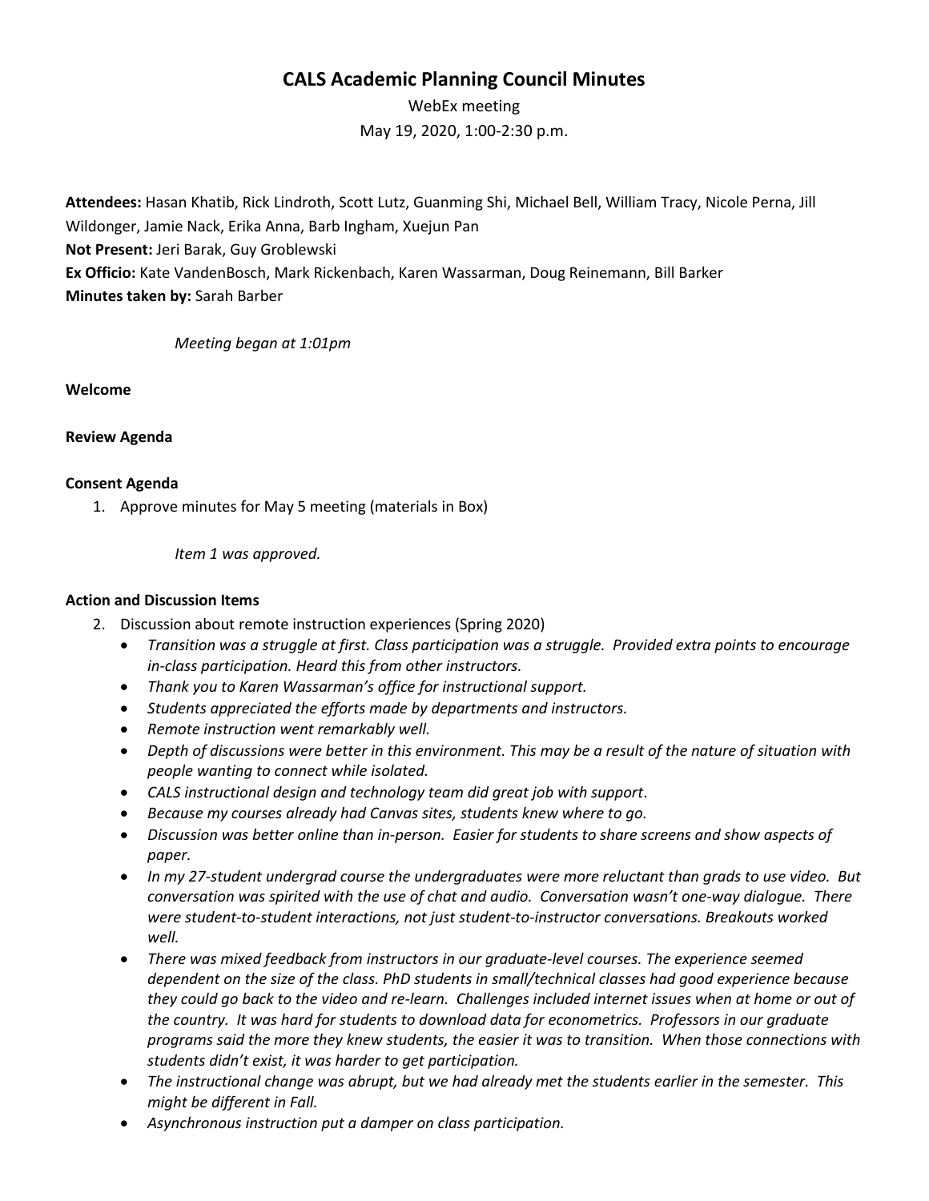# CALS Academic Planning Council Minutes

WebEx meeting

May 19, 2020, 1:00-2:30 p.m.

**Attendees:** Hasan Khatib, Rick Lindroth, Scott Lutz, Guanming Shi, Michael Bell, William Tracy, Nicole Perna, Jill Wildonger, Jamie Nack, Erika Anna, Barb Ingham, Xuejun Pan
**Not Present:** Jeri Barak, Guy Groblewski
**Ex Officio:** Kate VandenBosch, Mark Rickenbach, Karen Wassarman, Doug Reinemann, Bill Barker
**Minutes taken by:** Sarah Barber

*Meeting began at 1:01pm*

**Welcome**

**Review Agenda**

**Consent Agenda**

1. Approve minutes for May 5 meeting (materials in Box)

   *Item 1 was approved.*

**Action and Discussion Items**

2. Discussion about remote instruction experiences (Spring 2020)
   - *Transition was a struggle at first. Class participation was a struggle. Provided extra points to encourage in-class participation. Heard this from other instructors.*
   - *Thank you to Karen Wassarman's office for instructional support.*
   - *Students appreciated the efforts made by departments and instructors.*
   - *Remote instruction went remarkably well.*
   - *Depth of discussions were better in this environment. This may be a result of the nature of situation with people wanting to connect while isolated.*
   - *CALS instructional design and technology team did great job with support.*
   - *Because my courses already had Canvas sites, students knew where to go.*
   - *Discussion was better online than in-person. Easier for students to share screens and show aspects of paper.*
   - *In my 27-student undergrad course the undergraduates were more reluctant than grads to use video. But conversation was spirited with the use of chat and audio. Conversation wasn't one-way dialogue. There were student-to-student interactions, not just student-to-instructor conversations. Breakouts worked well.*
   - *There was mixed feedback from instructors in our graduate-level courses. The experience seemed dependent on the size of the class. PhD students in small/technical classes had good experience because they could go back to the video and re-learn. Challenges included internet issues when at home or out of the country. It was hard for students to download data for econometrics. Professors in our graduate programs said the more they knew students, the easier it was to transition. When those connections with students didn't exist, it was harder to get participation.*
   - *The instructional change was abrupt, but we had already met the students earlier in the semester. This might be different in Fall.*
   - *Asynchronous instruction put a damper on class participation.*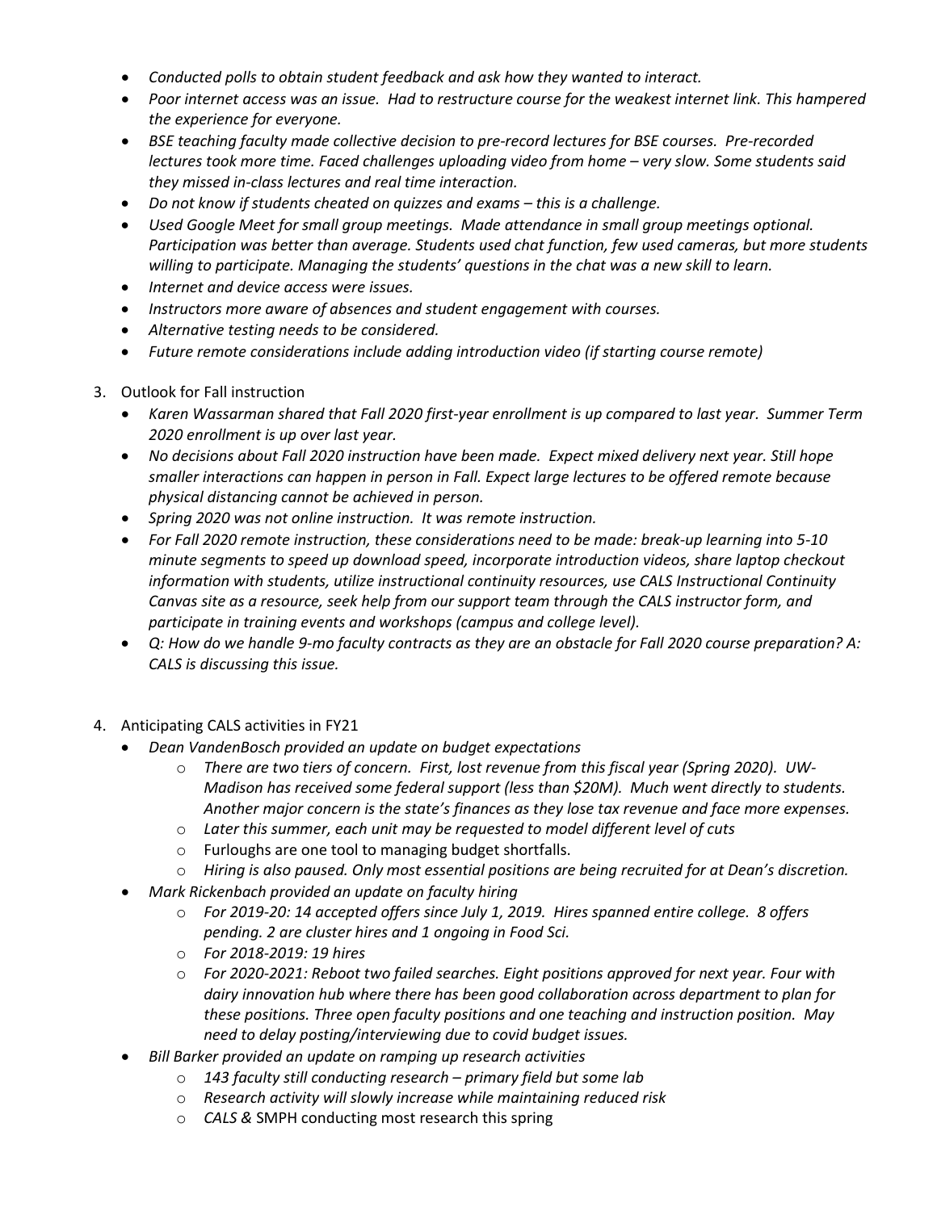- *Conducted polls to obtain student feedback and ask how they wanted to interact.*
- *Poor internet access was an issue. Had to restructure course for the weakest internet link. This hampered the experience for everyone.*
- *BSE teaching faculty made collective decision to pre-record lectures for BSE courses. Pre-recorded lectures took more time. Faced challenges uploading video from home – very slow. Some students said they missed in-class lectures and real time interaction.*
- *Do not know if students cheated on quizzes and exams – this is a challenge.*
- *Used Google Meet for small group meetings. Made attendance in small group meetings optional. Participation was better than average. Students used chat function, few used cameras, but more students willing to participate. Managing the students' questions in the chat was a new skill to learn.*
- *Internet and device access were issues.*
- *Instructors more aware of absences and student engagement with courses.*
- *Alternative testing needs to be considered.*
- *Future remote considerations include adding introduction video (if starting course remote)*

3. Outlook for Fall instruction
    - *Karen Wassarman shared that Fall 2020 first-year enrollment is up compared to last year. Summer Term 2020 enrollment is up over last year.*
    - *No decisions about Fall 2020 instruction have been made. Expect mixed delivery next year. Still hope smaller interactions can happen in person in Fall. Expect large lectures to be offered remote because physical distancing cannot be achieved in person.*
    - *Spring 2020 was not online instruction. It was remote instruction.*
    - *For Fall 2020 remote instruction, these considerations need to be made: break-up learning into 5-10 minute segments to speed up download speed, incorporate introduction videos, share laptop checkout information with students, utilize instructional continuity resources, use CALS Instructional Continuity Canvas site as a resource, seek help from our support team through the CALS instructor form, and participate in training events and workshops (campus and college level).*
    - *Q: How do we handle 9-mo faculty contracts as they are an obstacle for Fall 2020 course preparation? A: CALS is discussing this issue.*

4. Anticipating CALS activities in FY21
    - *Dean VandenBosch provided an update on budget expectations*
        - *There are two tiers of concern. First, lost revenue from this fiscal year (Spring 2020). UW-Madison has received some federal support (less than $20M). Much went directly to students. Another major concern is the state's finances as they lose tax revenue and face more expenses.*
        - *Later this summer, each unit may be requested to model different level of cuts*
        - Furloughs are one tool to managing budget shortfalls.
        - *Hiring is also paused. Only most essential positions are being recruited for at Dean's discretion.*
    - *Mark Rickenbach provided an update on faculty hiring*
        - *For 2019-20: 14 accepted offers since July 1, 2019. Hires spanned entire college. 8 offers pending. 2 are cluster hires and 1 ongoing in Food Sci.*
        - *For 2018-2019: 19 hires*
        - *For 2020-2021: Reboot two failed searches. Eight positions approved for next year. Four with dairy innovation hub where there has been good collaboration across department to plan for these positions. Three open faculty positions and one teaching and instruction position. May need to delay posting/interviewing due to covid budget issues.*
    - *Bill Barker provided an update on ramping up research activities*
        - *143 faculty still conducting research – primary field but some lab*
        - *Research activity will slowly increase while maintaining reduced risk*
        - *CALS &* SMPH conducting most research this spring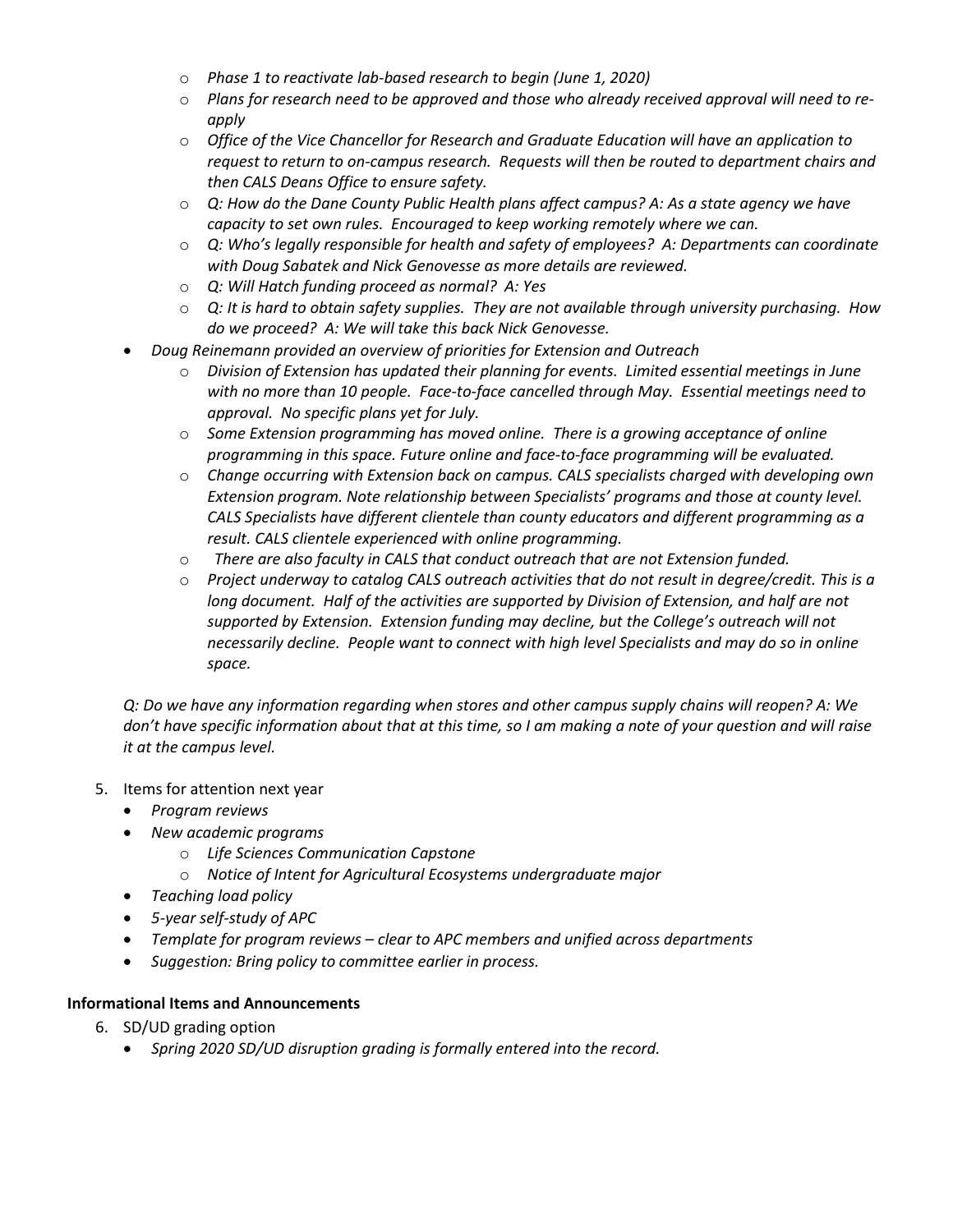- *Phase 1 to reactivate lab-based research to begin (June 1, 2020)*
    - *Plans for research need to be approved and those who already received approval will need to re-apply*
    - *Office of the Vice Chancellor for Research and Graduate Education will have an application to request to return to on-campus research. Requests will then be routed to department chairs and then CALS Deans Office to ensure safety.*
    - *Q: How do the Dane County Public Health plans affect campus? A: As a state agency we have capacity to set own rules. Encouraged to keep working remotely where we can.*
    - *Q: Who's legally responsible for health and safety of employees? A: Departments can coordinate with Doug Sabatek and Nick Genovesse as more details are reviewed.*
    - *Q: Will Hatch funding proceed as normal? A: Yes*
    - *Q: It is hard to obtain safety supplies. They are not available through university purchasing. How do we proceed? A: We will take this back Nick Genovesse.*
- *Doug Reinemann provided an overview of priorities for Extension and Outreach*
    - *Division of Extension has updated their planning for events. Limited essential meetings in June with no more than 10 people. Face-to-face cancelled through May. Essential meetings need to approval. No specific plans yet for July.*
    - *Some Extension programming has moved online. There is a growing acceptance of online programming in this space. Future online and face-to-face programming will be evaluated.*
    - *Change occurring with Extension back on campus. CALS specialists charged with developing own Extension program. Note relationship between Specialists' programs and those at county level. CALS Specialists have different clientele than county educators and different programming as a result. CALS clientele experienced with online programming.*
    - *There are also faculty in CALS that conduct outreach that are not Extension funded.*
    - *Project underway to catalog CALS outreach activities that do not result in degree/credit. This is a long document. Half of the activities are supported by Division of Extension, and half are not supported by Extension. Extension funding may decline, but the College's outreach will not necessarily decline. People want to connect with high level Specialists and may do so in online space.*

*Q: Do we have any information regarding when stores and other campus supply chains will reopen? A: We don't have specific information about that at this time, so I am making a note of your question and will raise it at the campus level.*

5. Items for attention next year
    - *Program reviews*
    - *New academic programs*
        - *Life Sciences Communication Capstone*
        - *Notice of Intent for Agricultural Ecosystems undergraduate major*
    - *Teaching load policy*
    - *5-year self-study of APC*
    - *Template for program reviews – clear to APC members and unified across departments*
    - *Suggestion: Bring policy to committee earlier in process.*

**Informational Items and Announcements**

6. SD/UD grading option
    - *Spring 2020 SD/UD disruption grading is formally entered into the record.*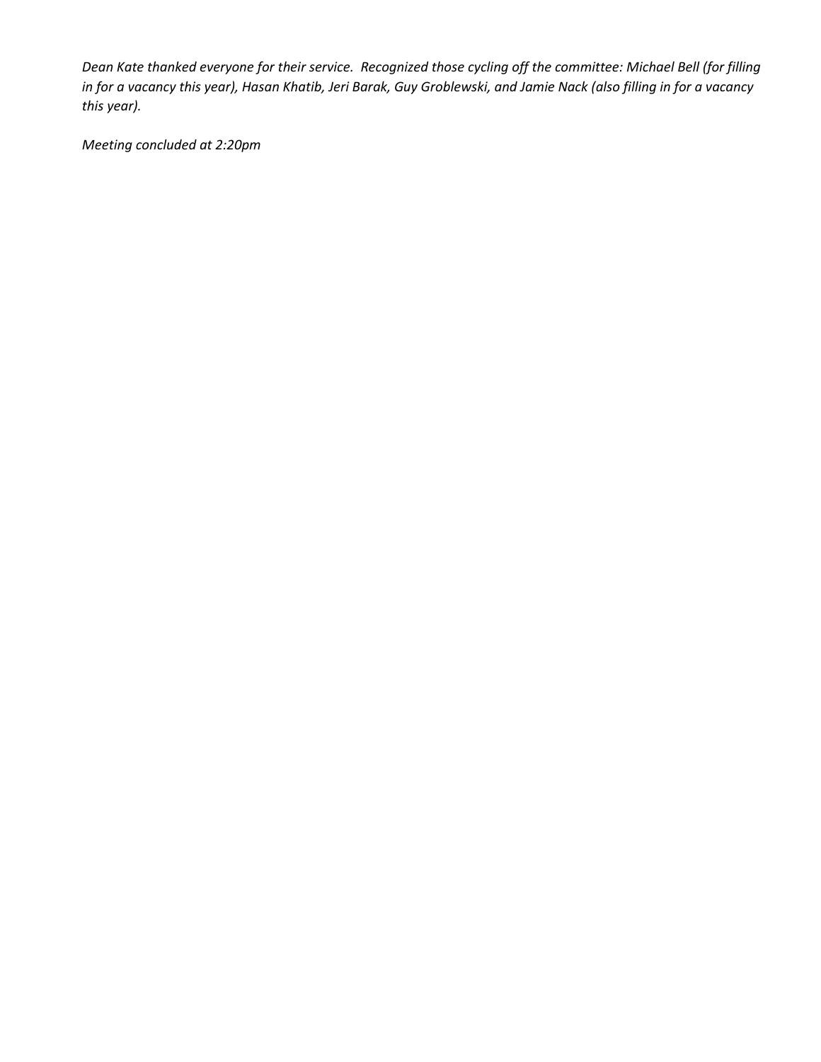*Dean Kate thanked everyone for their service. Recognized those cycling off the committee: Michael Bell (for filling in for a vacancy this year), Hasan Khatib, Jeri Barak, Guy Groblewski, and Jamie Nack (also filling in for a vacancy this year).*

*Meeting concluded at 2:20pm*